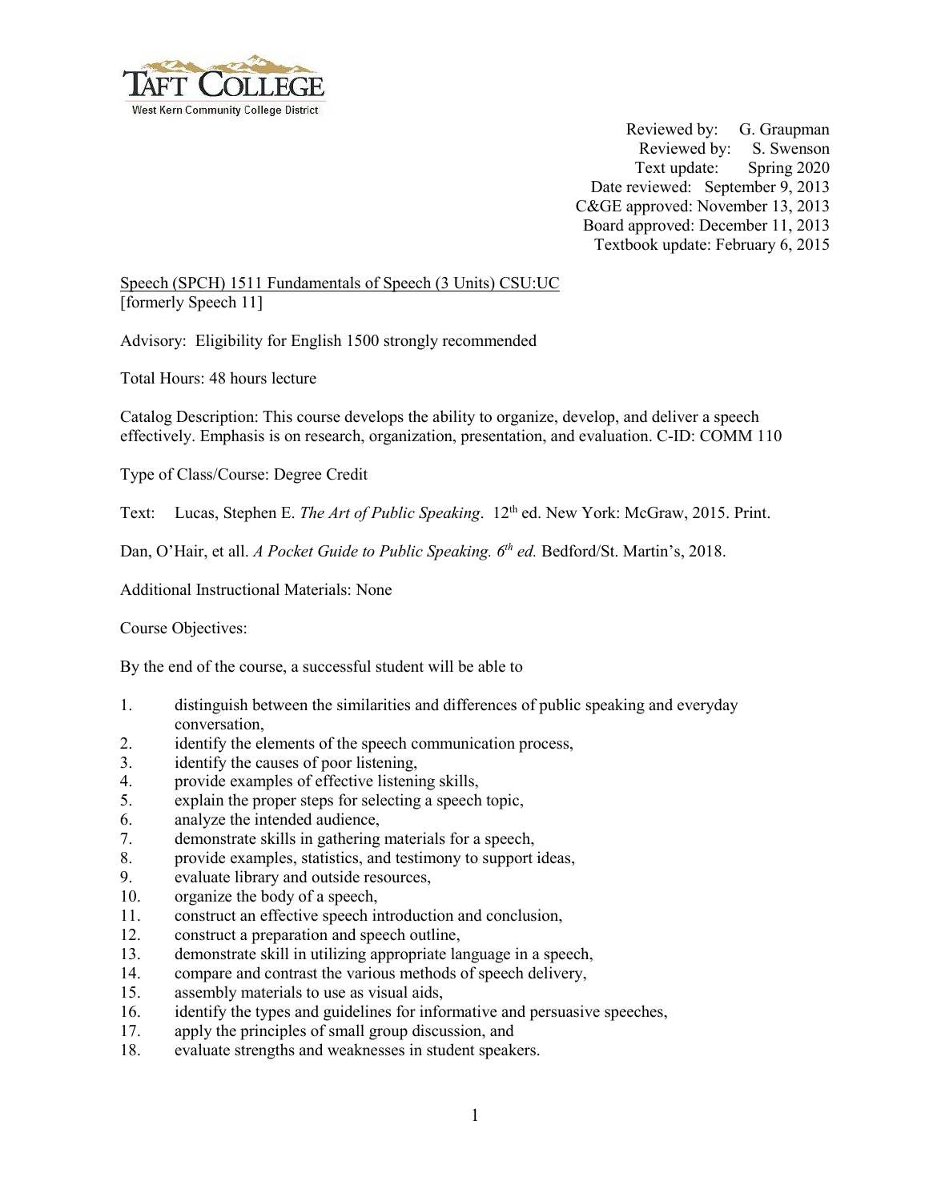Taft College
West Kern Community College District

Reviewed by: G. Graupman
Reviewed by: S. Swenson
Text update: Spring 2020
Date reviewed: September 9, 2013
C&GE approved: November 13, 2013
Board approved: December 11, 2013
Textbook update: February 6, 2015

Speech (SPCH) 1511 Fundamentals of Speech (3 Units) CSU:UC
[formerly Speech 11]

Advisory: Eligibility for English 1500 strongly recommended

Total Hours: 48 hours lecture

Catalog Description: This course develops the ability to organize, develop, and deliver a speech effectively. Emphasis is on research, organization, presentation, and evaluation. C-ID: COMM 110

Type of Class/Course: Degree Credit

Text: Lucas, Stephen E. *The Art of Public Speaking*. 12th ed. New York: McGraw, 2015. Print.

Dan, O'Hair, et all. *A Pocket Guide to Public Speaking. 6th ed.* Bedford/St. Martin's, 2018.

Additional Instructional Materials: None

Course Objectives:

By the end of the course, a successful student will be able to

1. distinguish between the similarities and differences of public speaking and everyday conversation,
2. identify the elements of the speech communication process,
3. identify the causes of poor listening,
4. provide examples of effective listening skills,
5. explain the proper steps for selecting a speech topic,
6. analyze the intended audience,
7. demonstrate skills in gathering materials for a speech,
8. provide examples, statistics, and testimony to support ideas,
9. evaluate library and outside resources,
10. organize the body of a speech,
11. construct an effective speech introduction and conclusion,
12. construct a preparation and speech outline,
13. demonstrate skill in utilizing appropriate language in a speech,
14. compare and contrast the various methods of speech delivery,
15. assembly materials to use as visual aids,
16. identify the types and guidelines for informative and persuasive speeches,
17. apply the principles of small group discussion, and
18. evaluate strengths and weaknesses in student speakers.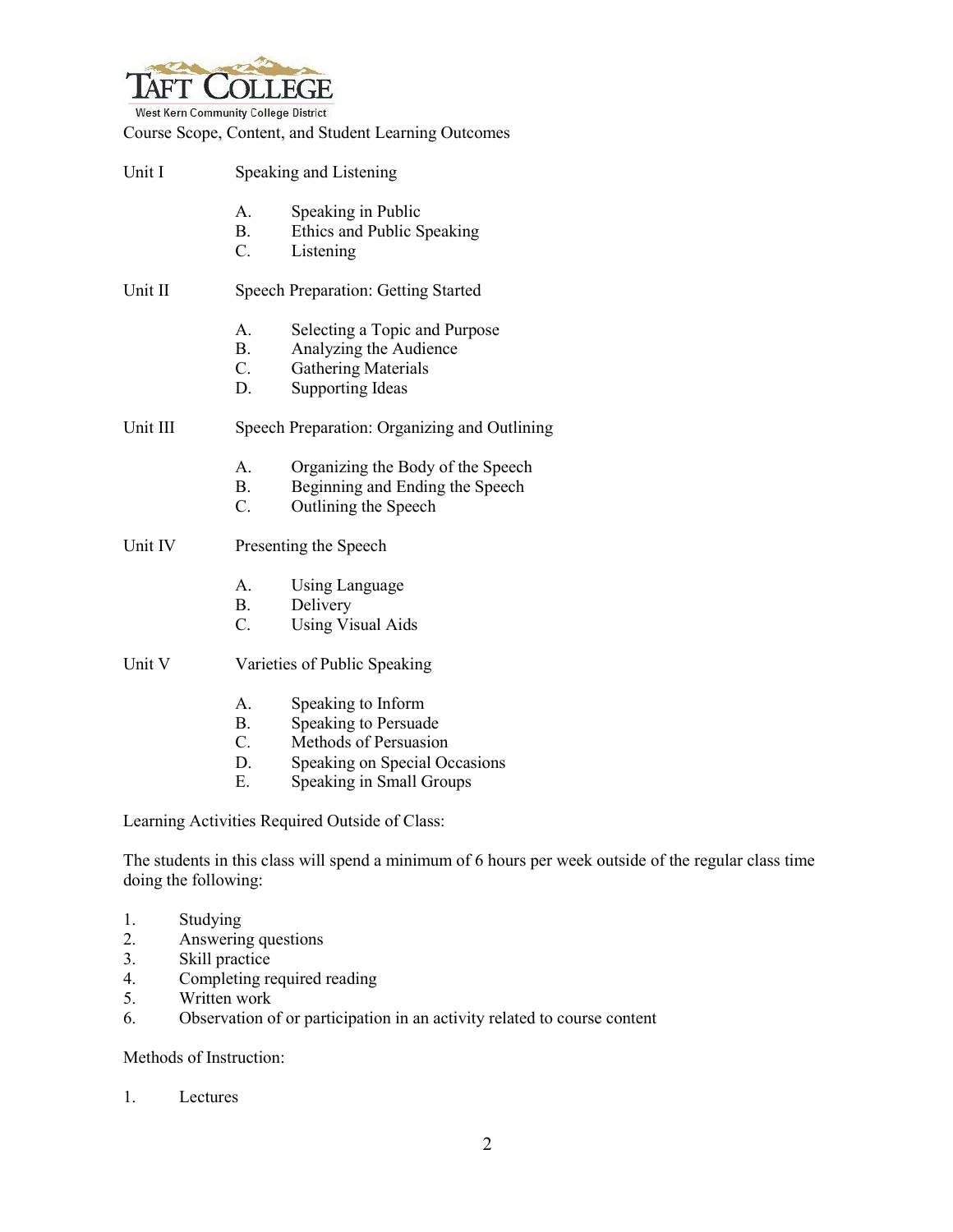TAFT COLLEGE

West Kern Community College District

Course Scope, Content, and Student Learning Outcomes

Unit I Speaking and Listening

A. Speaking in Public
B. Ethics and Public Speaking
C. Listening

Unit II Speech Preparation: Getting Started

A. Selecting a Topic and Purpose
B. Analyzing the Audience
C. Gathering Materials
D. Supporting Ideas

Unit III Speech Preparation: Organizing and Outlining

A. Organizing the Body of the Speech
B. Beginning and Ending the Speech
C. Outlining the Speech

Unit IV Presenting the Speech

A. Using Language
B. Delivery
C. Using Visual Aids

Unit V Varieties of Public Speaking

A. Speaking to Inform
B. Speaking to Persuade
C. Methods of Persuasion
D. Speaking on Special Occasions
E. Speaking in Small Groups

Learning Activities Required Outside of Class:

The students in this class will spend a minimum of 6 hours per week outside of the regular class time doing the following:

1. Studying
2. Answering questions
3. Skill practice
4. Completing required reading
5. Written work
6. Observation of or participation in an activity related to course content

Methods of Instruction:

1. Lectures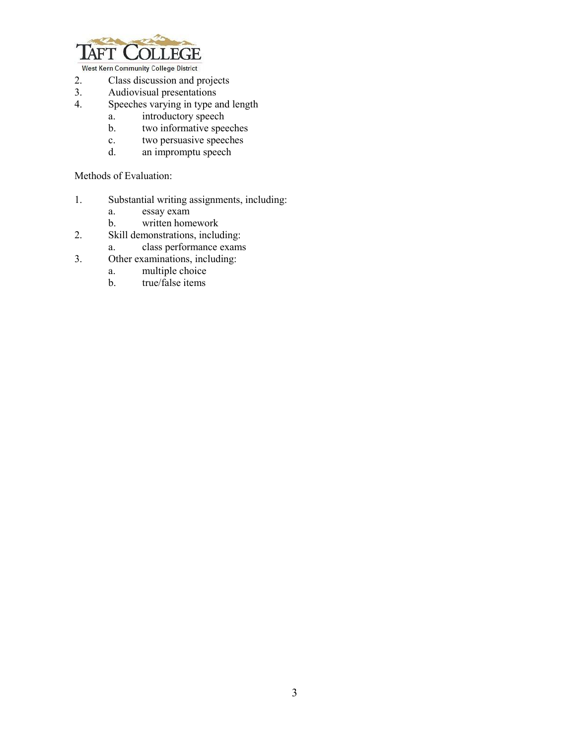2. Class discussion and projects
3. Audiovisual presentations
4. Speeches varying in type and length
    a. introductory speech
    b. two informative speeches
    c. two persuasive speeches
    d. an impromptu speech

Methods of Evaluation:

1. Substantial writing assignments, including:
    a. essay exam
    b. written homework
2. Skill demonstrations, including:
    a. class performance exams
3. Other examinations, including:
    a. multiple choice
    b. true/false items